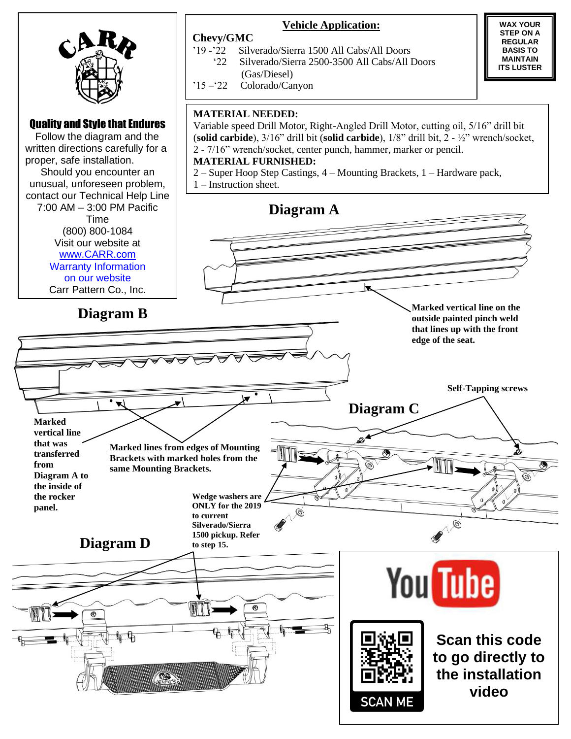CARR

**Quality and Style that Endures**

Follow the diagram and the written directions carefully for a proper, safe installation.

Should you encounter an unusual, unforeseen problem, contact our Technical Help Line 7:00 AM – 3:00 PM Pacific Time (800) 800-1084

Visit our website at www.CARR.com

Warranty Information on our website

Carr Pattern Co., Inc.

## Vehicle Application:

**Chevy/GMC**

’19 -’22 Silverado/Sierra 1500 All Cabs/All Doors

‘22 Silverado/Sierra 2500-3500 All Cabs/All Doors (Gas/Diesel)

’15 –‘22 Colorado/Canyon

**WAX YOUR STEP ON A REGULAR BASIS TO MAINTAIN ITS LUSTER**

**MATERIAL NEEDED:**
Variable speed Drill Motor, Right-Angled Drill Motor, cutting oil, 5/16” drill bit (**solid carbide**), 3/16” drill bit (**solid carbide**), 1/8” drill bit, 2 - ½” wrench/socket, 2 - 7/16” wrench/socket, center punch, hammer, marker or pencil.

**MATERIAL FURNISHED:**
2 – Super Hoop Step Castings, 4 – Mounting Brackets, 1 – Hardware pack, 1 – Instruction sheet.

## Diagram A

**Marked vertical line on the outside painted pinch weld that lines up with the front edge of the seat.**

## Diagram B

**Marked vertical line that was transferred from Diagram A to the inside of the rocker panel.**

**Marked lines from edges of Mounting Brackets with marked holes from the same Mounting Brackets.**

## Diagram C

**Self-Tapping screws**

**Wedge washers are ONLY for the 2019 to current Silverado/Sierra 1500 pickup. Refer to step 15.**

## Diagram D

YouTube

SCAN ME

**Scan this code to go directly to the installation video**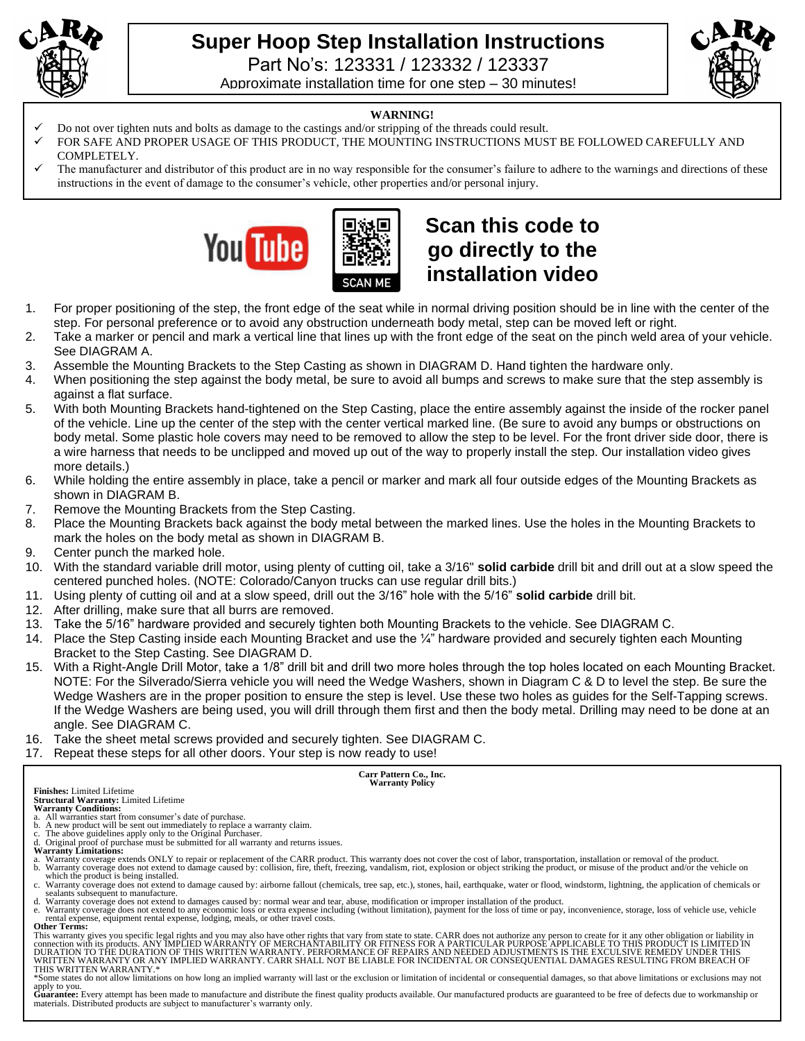# Super Hoop Step Installation Instructions

Part No's: 123331 / 123332 / 123337

Approximate installation time for one step – 30 minutes!

**WARNING!**

- ✓ Do not over tighten nuts and bolts as damage to the castings and/or stripping of the threads could result.
- ✓ FOR SAFE AND PROPER USAGE OF THIS PRODUCT, THE MOUNTING INSTRUCTIONS MUST BE FOLLOWED CAREFULLY AND COMPLETELY.
- ✓ The manufacturer and distributor of this product are in no way responsible for the consumer's failure to adhere to the warnings and directions of these instructions in the event of damage to the consumer's vehicle, other properties and/or personal injury.

SCAN ME

**Scan this code to go directly to the installation video**

1. For proper positioning of the step, the front edge of the seat while in normal driving position should be in line with the center of the step. For personal preference or to avoid any obstruction underneath body metal, step can be moved left or right.
2. Take a marker or pencil and mark a vertical line that lines up with the front edge of the seat on the pinch weld area of your vehicle. See DIAGRAM A.
3. Assemble the Mounting Brackets to the Step Casting as shown in DIAGRAM D. Hand tighten the hardware only.
4. When positioning the step against the body metal, be sure to avoid all bumps and screws to make sure that the step assembly is against a flat surface.
5. With both Mounting Brackets hand-tightened on the Step Casting, place the entire assembly against the inside of the rocker panel of the vehicle. Line up the center of the step with the center vertical marked line. (Be sure to avoid any bumps or obstructions on body metal. Some plastic hole covers may need to be removed to allow the step to be level. For the front driver side door, there is a wire harness that needs to be unclipped and moved up out of the way to properly install the step. Our installation video gives more details.)
6. While holding the entire assembly in place, take a pencil or marker and mark all four outside edges of the Mounting Brackets as shown in DIAGRAM B.
7. Remove the Mounting Brackets from the Step Casting.
8. Place the Mounting Brackets back against the body metal between the marked lines. Use the holes in the Mounting Brackets to mark the holes on the body metal as shown in DIAGRAM B.
9. Center punch the marked hole.
10. With the standard variable drill motor, using plenty of cutting oil, take a 3/16" **solid carbide** drill bit and drill out at a slow speed the centered punched holes. (NOTE: Colorado/Canyon trucks can use regular drill bits.)
11. Using plenty of cutting oil and at a slow speed, drill out the 3/16" hole with the 5/16" **solid carbide** drill bit.
12. After drilling, make sure that all burrs are removed.
13. Take the 5/16" hardware provided and securely tighten both Mounting Brackets to the vehicle. See DIAGRAM C.
14. Place the Step Casting inside each Mounting Bracket and use the ¼" hardware provided and securely tighten each Mounting Bracket to the Step Casting. See DIAGRAM D.
15. With a Right-Angle Drill Motor, take a 1/8" drill bit and drill two more holes through the top holes located on each Mounting Bracket. NOTE: For the Silverado/Sierra vehicle you will need the Wedge Washers, shown in Diagram C & D to level the step. Be sure the Wedge Washers are in the proper position to ensure the step is level. Use these two holes as guides for the Self-Tapping screws. If the Wedge Washers are being used, you will drill through them first and then the body metal. Drilling may need to be done at an angle. See DIAGRAM C.
16. Take the sheet metal screws provided and securely tighten. See DIAGRAM C.
17. Repeat these steps for all other doors. Your step is now ready to use!

**Carr Pattern Co., Inc.**
**Warranty Policy**

**Finishes:** Limited Lifetime
**Structural Warranty:** Limited Lifetime
**Warranty Conditions:**
a. All warranties start from consumer's date of purchase.
b. A new product will be sent out immediately to replace a warranty claim.
c. The above guidelines apply only to the Original Purchaser.
d. Original proof of purchase must be submitted for all warranty and returns issues.

**Warranty Limitations:**
a. Warranty coverage extends ONLY to repair or replacement of the CARR product. This warranty does not cover the cost of labor, transportation, installation or removal of the product.
b. Warranty coverage does not extend to damage caused by: collision, fire, theft, freezing, vandalism, riot, explosion or object striking the product, or misuse of the product and/or the vehicle on which the product is being installed.
c. Warranty coverage does not extend to damage caused by: airborne fallout (chemicals, tree sap, etc.), stones, hail, earthquake, water or flood, windstorm, lightning, the application of chemicals or sealants subsequent to manufacture.
d. Warranty coverage does not extend to damages caused by: normal wear and tear, abuse, modification or improper installation of the product.
e. Warranty coverage does not extend to any economic loss or extra expense including (without limitation), payment for the loss of time or pay, inconvenience, storage, loss of vehicle use, vehicle rental expense, equipment rental expense, lodging, meals, or other travel costs.

**Other Terms:**
This warranty gives you specific legal rights and you may also have other rights that vary from state to state. CARR does not authorize any person to create for it any other obligation or liability in connection with its products. ANY IMPLIED WARRANTY OF MERCHANTABILITY OR FITNESS FOR A PARTICULAR PURPOSE APPLICABLE TO THIS PRODUCT IS LIMITED IN DURATION TO THE DURATION OF THIS WRITTEN WARRANTY. PERFORMANCE OF REPAIRS AND NEEDED ADJUSTMENTS IS THE EXCLUSIVE REMEDY UNDER THIS WRITTEN WARRANTY OR ANY IMPLIED WARRANTY. CARR SHALL NOT BE LIABLE FOR INCIDENTAL OR CONSEQUENTIAL DAMAGES RESULTING FROM BREACH OF THIS WRITTEN WARRANTY.*
*Some states do not allow limitations on how long an implied warranty will last or the exclusion or limitation of incidental or consequential damages, so that above limitations or exclusions may not apply to you.
**Guarantee:** Every attempt has been made to manufacture and distribute the finest quality products available. Our manufactured products are guaranteed to be free of defects due to workmanship or materials. Distributed products are subject to manufacturer's warranty only.